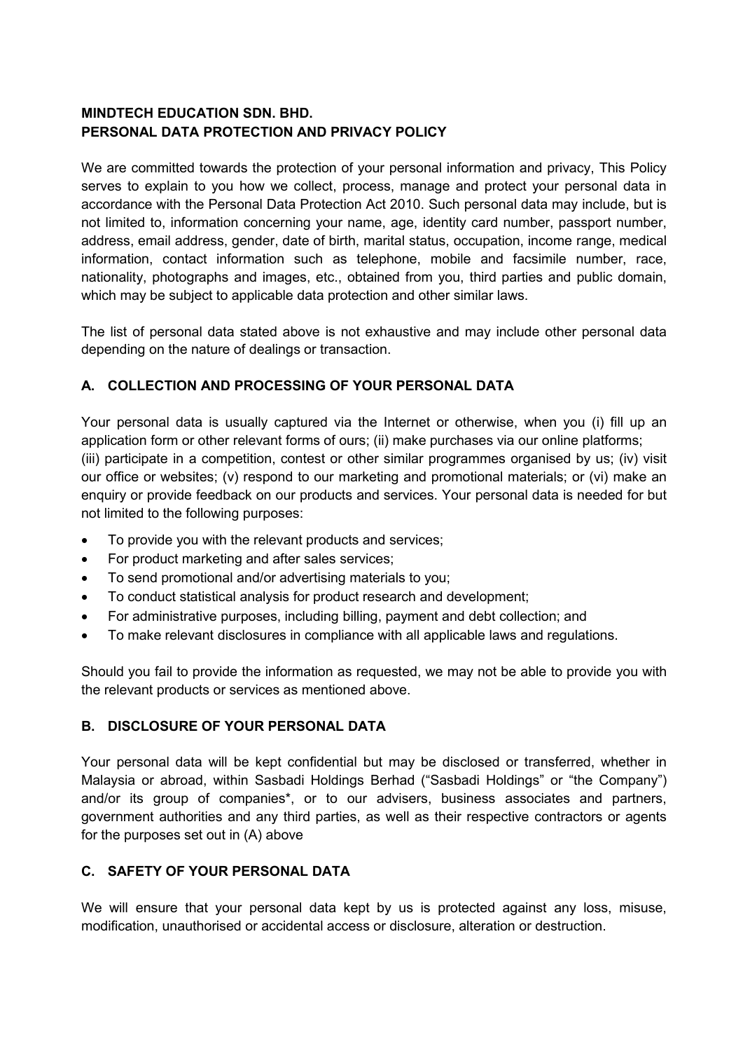**MINDTECH EDUCATION SDN. BHD.**
**PERSONAL DATA PROTECTION AND PRIVACY POLICY**

We are committed towards the protection of your personal information and privacy, This Policy serves to explain to you how we collect, process, manage and protect your personal data in accordance with the Personal Data Protection Act 2010. Such personal data may include, but is not limited to, information concerning your name, age, identity card number, passport number, address, email address, gender, date of birth, marital status, occupation, income range, medical information, contact information such as telephone, mobile and facsimile number, race, nationality, photographs and images, etc., obtained from you, third parties and public domain, which may be subject to applicable data protection and other similar laws.

The list of personal data stated above is not exhaustive and may include other personal data depending on the nature of dealings or transaction.

## A. COLLECTION AND PROCESSING OF YOUR PERSONAL DATA

Your personal data is usually captured via the Internet or otherwise, when you (i) fill up an application form or other relevant forms of ours; (ii) make purchases via our online platforms; (iii) participate in a competition, contest or other similar programmes organised by us; (iv) visit our office or websites; (v) respond to our marketing and promotional materials; or (vi) make an enquiry or provide feedback on our products and services. Your personal data is needed for but not limited to the following purposes:

- To provide you with the relevant products and services;
- For product marketing and after sales services;
- To send promotional and/or advertising materials to you;
- To conduct statistical analysis for product research and development;
- For administrative purposes, including billing, payment and debt collection; and
- To make relevant disclosures in compliance with all applicable laws and regulations.

Should you fail to provide the information as requested, we may not be able to provide you with the relevant products or services as mentioned above.

## B. DISCLOSURE OF YOUR PERSONAL DATA

Your personal data will be kept confidential but may be disclosed or transferred, whether in Malaysia or abroad, within Sasbadi Holdings Berhad ("Sasbadi Holdings" or "the Company") and/or its group of companies*, or to our advisers, business associates and partners, government authorities and any third parties, as well as their respective contractors or agents for the purposes set out in (A) above

## C. SAFETY OF YOUR PERSONAL DATA

We will ensure that your personal data kept by us is protected against any loss, misuse, modification, unauthorised or accidental access or disclosure, alteration or destruction.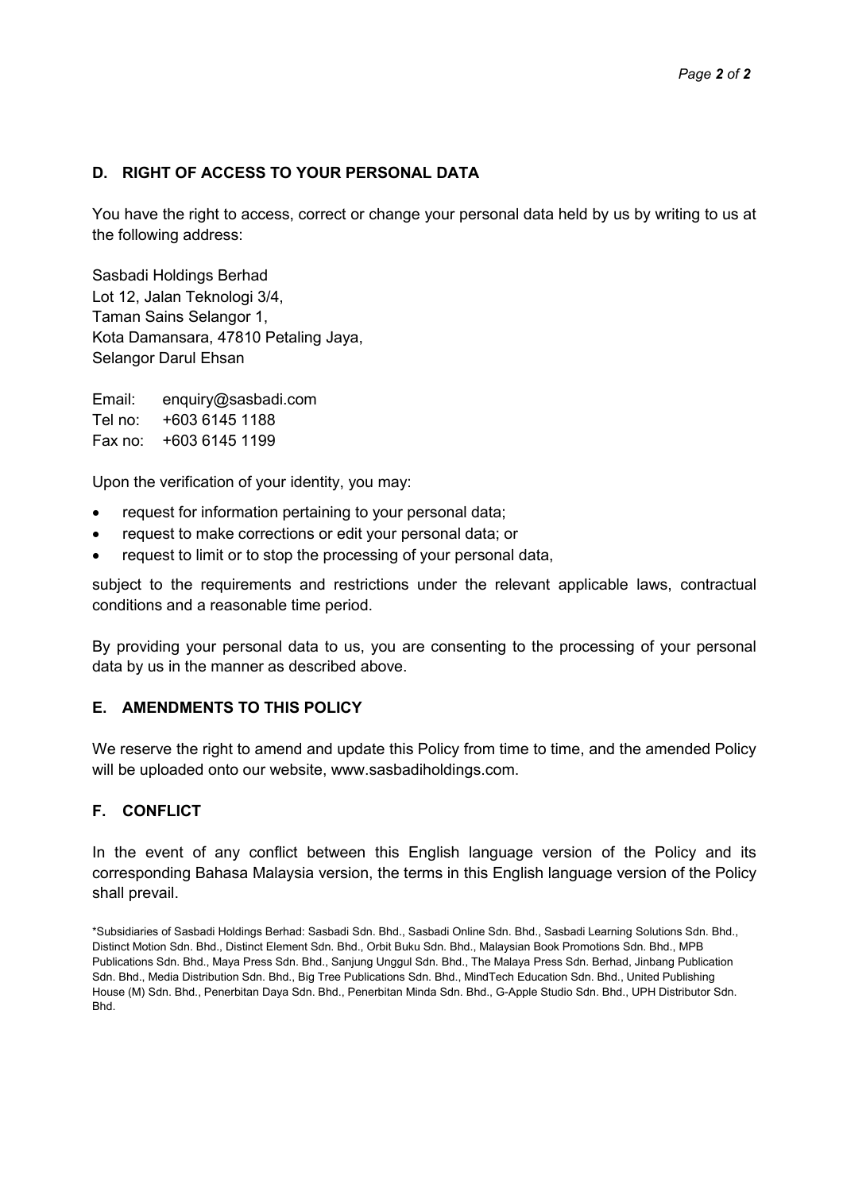## D. RIGHT OF ACCESS TO YOUR PERSONAL DATA

You have the right to access, correct or change your personal data held by us by writing to us at the following address:

Sasbadi Holdings Berhad  
Lot 12, Jalan Teknologi 3/4,  
Taman Sains Selangor 1,  
Kota Damansara, 47810 Petaling Jaya,  
Selangor Darul Ehsan

Email: enquiry@sasbadi.com  
Tel no: +603 6145 1188  
Fax no: +603 6145 1199

Upon the verification of your identity, you may:

- request for information pertaining to your personal data;
- request to make corrections or edit your personal data; or
- request to limit or to stop the processing of your personal data,

subject to the requirements and restrictions under the relevant applicable laws, contractual conditions and a reasonable time period.

By providing your personal data to us, you are consenting to the processing of your personal data by us in the manner as described above.

## E. AMENDMENTS TO THIS POLICY

We reserve the right to amend and update this Policy from time to time, and the amended Policy will be uploaded onto our website, www.sasbadiholdings.com.

## F. CONFLICT

In the event of any conflict between this English language version of the Policy and its corresponding Bahasa Malaysia version, the terms in this English language version of the Policy shall prevail.

*Subsidiaries of Sasbadi Holdings Berhad: Sasbadi Sdn. Bhd., Sasbadi Online Sdn. Bhd., Sasbadi Learning Solutions Sdn. Bhd., Distinct Motion Sdn. Bhd., Distinct Element Sdn. Bhd., Orbit Buku Sdn. Bhd., Malaysian Book Promotions Sdn. Bhd., MPB Publications Sdn. Bhd., Maya Press Sdn. Bhd., Sanjung Unggul Sdn. Bhd., The Malaya Press Sdn. Berhad, Jinbang Publication Sdn. Bhd., Media Distribution Sdn. Bhd., Big Tree Publications Sdn. Bhd., MindTech Education Sdn. Bhd., United Publishing House (M) Sdn. Bhd., Penerbitan Daya Sdn. Bhd., Penerbitan Minda Sdn. Bhd., G-Apple Studio Sdn. Bhd., UPH Distributor Sdn. Bhd.